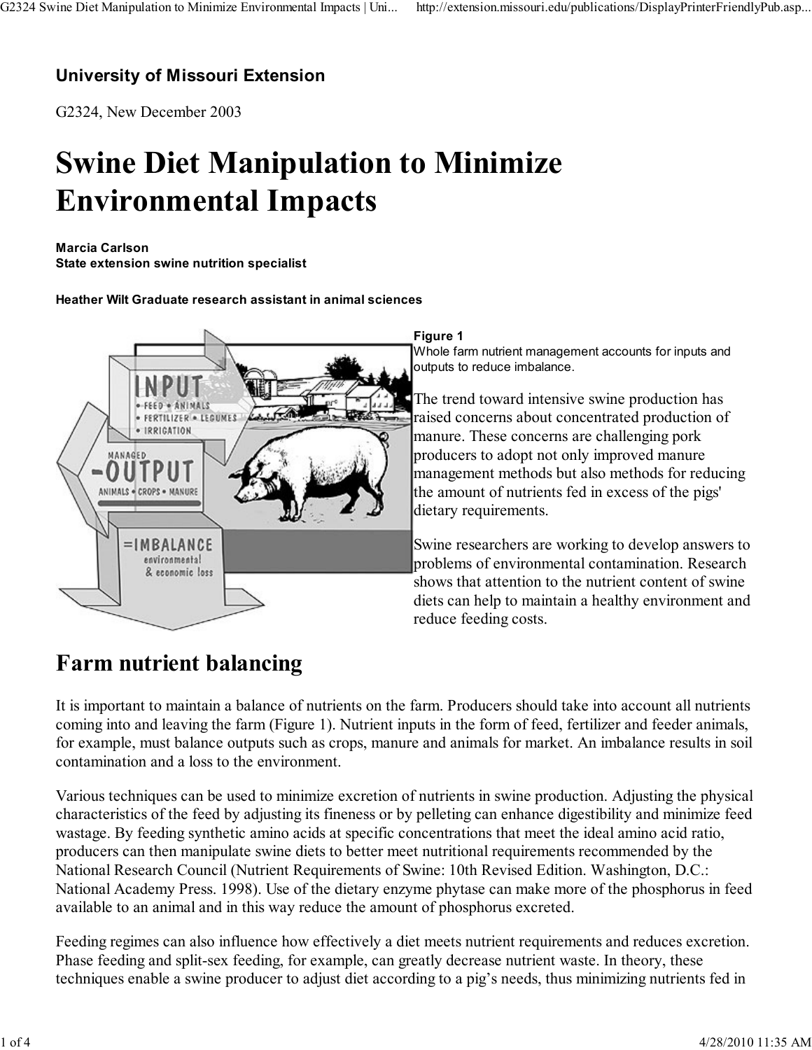**University of Missouri Extension**

G2324, New December 2003

# Swine Diet Manipulation to Minimize Environmental Impacts

**Marcia Carlson**
**State extension swine nutrition specialist**

**Heather Wilt Graduate research assistant in animal sciences**

**Figure 1**
Whole farm nutrient management accounts for inputs and outputs to reduce imbalance.

The trend toward intensive swine production has raised concerns about concentrated production of manure. These concerns are challenging pork producers to adopt not only improved manure management methods but also methods for reducing the amount of nutrients fed in excess of the pigs' dietary requirements.

Swine researchers are working to develop answers to problems of environmental contamination. Research shows that attention to the nutrient content of swine diets can help to maintain a healthy environment and reduce feeding costs.

## Farm nutrient balancing

It is important to maintain a balance of nutrients on the farm. Producers should take into account all nutrients coming into and leaving the farm (Figure 1). Nutrient inputs in the form of feed, fertilizer and feeder animals, for example, must balance outputs such as crops, manure and animals for market. An imbalance results in soil contamination and a loss to the environment.

Various techniques can be used to minimize excretion of nutrients in swine production. Adjusting the physical characteristics of the feed by adjusting its fineness or by pelleting can enhance digestibility and minimize feed wastage. By feeding synthetic amino acids at specific concentrations that meet the ideal amino acid ratio, producers can then manipulate swine diets to better meet nutritional requirements recommended by the National Research Council (Nutrient Requirements of Swine: 10th Revised Edition. Washington, D.C.: National Academy Press. 1998). Use of the dietary enzyme phytase can make more of the phosphorus in feed available to an animal and in this way reduce the amount of phosphorus excreted.

Feeding regimes can also influence how effectively a diet meets nutrient requirements and reduces excretion. Phase feeding and split-sex feeding, for example, can greatly decrease nutrient waste. In theory, these techniques enable a swine producer to adjust diet according to a pig's needs, thus minimizing nutrients fed in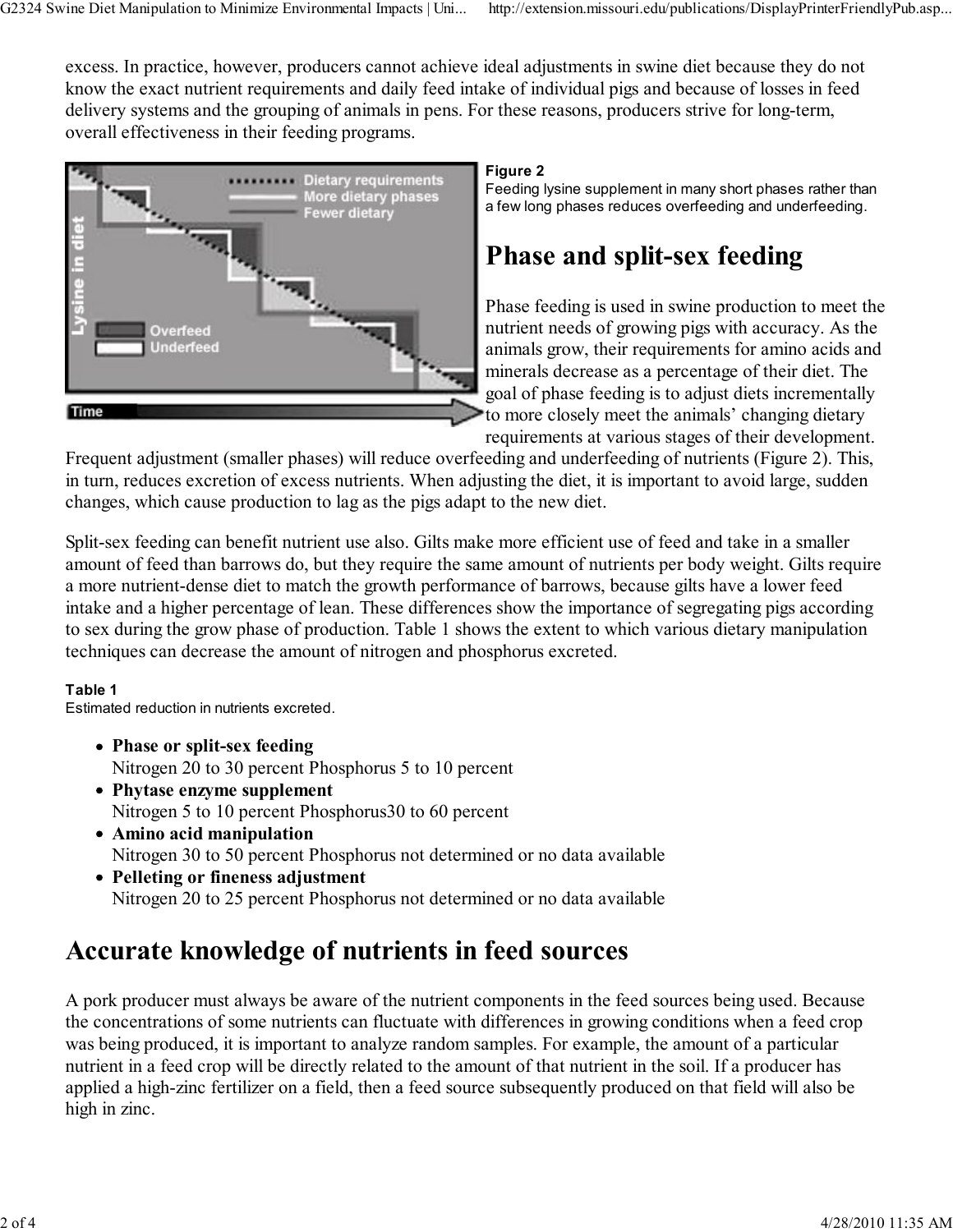excess. In practice, however, producers cannot achieve ideal adjustments in swine diet because they do not know the exact nutrient requirements and daily feed intake of individual pigs and because of losses in feed delivery systems and the grouping of animals in pens. For these reasons, producers strive for long-term, overall effectiveness in their feeding programs.

Dietary requirements
More dietary phases
Fewer dietary
Lysine in diet
Overfeed
Underfeed
Time

**Figure 2**
Feeding lysine supplement in many short phases rather than a few long phases reduces overfeeding and underfeeding.

# Phase and split-sex feeding

Phase feeding is used in swine production to meet the nutrient needs of growing pigs with accuracy. As the animals grow, their requirements for amino acids and minerals decrease as a percentage of their diet. The goal of phase feeding is to adjust diets incrementally to more closely meet the animals' changing dietary requirements at various stages of their development. Frequent adjustment (smaller phases) will reduce overfeeding and underfeeding of nutrients (Figure 2). This, in turn, reduces excretion of excess nutrients. When adjusting the diet, it is important to avoid large, sudden changes, which cause production to lag as the pigs adapt to the new diet.

Split-sex feeding can benefit nutrient use also. Gilts make more efficient use of feed and take in a smaller amount of feed than barrows do, but they require the same amount of nutrients per body weight. Gilts require a more nutrient-dense diet to match the growth performance of barrows, because gilts have a lower feed intake and a higher percentage of lean. These differences show the importance of segregating pigs according to sex during the grow phase of production. Table 1 shows the extent to which various dietary manipulation techniques can decrease the amount of nitrogen and phosphorus excreted.

**Table 1**
Estimated reduction in nutrients excreted.

- **Phase or split-sex feeding**
  Nitrogen 20 to 30 percent Phosphorus 5 to 10 percent
- **Phytase enzyme supplement**
  Nitrogen 5 to 10 percent Phosphorus30 to 60 percent
- **Amino acid manipulation**
  Nitrogen 30 to 50 percent Phosphorus not determined or no data available
- **Pelleting or fineness adjustment**
  Nitrogen 20 to 25 percent Phosphorus not determined or no data available

# Accurate knowledge of nutrients in feed sources

A pork producer must always be aware of the nutrient components in the feed sources being used. Because the concentrations of some nutrients can fluctuate with differences in growing conditions when a feed crop was being produced, it is important to analyze random samples. For example, the amount of a particular nutrient in a feed crop will be directly related to the amount of that nutrient in the soil. If a producer has applied a high-zinc fertilizer on a field, then a feed source subsequently produced on that field will also be high in zinc.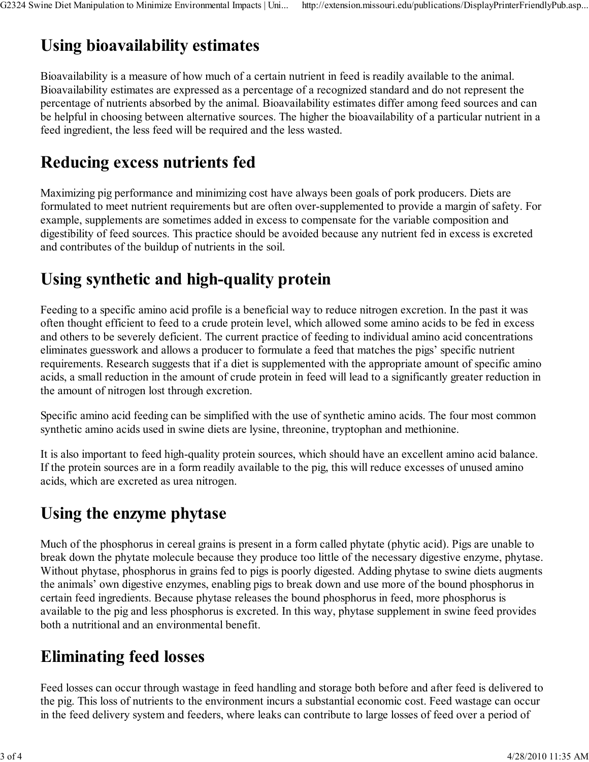## Using bioavailability estimates

Bioavailability is a measure of how much of a certain nutrient in feed is readily available to the animal. Bioavailability estimates are expressed as a percentage of a recognized standard and do not represent the percentage of nutrients absorbed by the animal. Bioavailability estimates differ among feed sources and can be helpful in choosing between alternative sources. The higher the bioavailability of a particular nutrient in a feed ingredient, the less feed will be required and the less wasted.

## Reducing excess nutrients fed

Maximizing pig performance and minimizing cost have always been goals of pork producers. Diets are formulated to meet nutrient requirements but are often over-supplemented to provide a margin of safety. For example, supplements are sometimes added in excess to compensate for the variable composition and digestibility of feed sources. This practice should be avoided because any nutrient fed in excess is excreted and contributes of the buildup of nutrients in the soil.

## Using synthetic and high-quality protein

Feeding to a specific amino acid profile is a beneficial way to reduce nitrogen excretion. In the past it was often thought efficient to feed to a crude protein level, which allowed some amino acids to be fed in excess and others to be severely deficient. The current practice of feeding to individual amino acid concentrations eliminates guesswork and allows a producer to formulate a feed that matches the pigs' specific nutrient requirements. Research suggests that if a diet is supplemented with the appropriate amount of specific amino acids, a small reduction in the amount of crude protein in feed will lead to a significantly greater reduction in the amount of nitrogen lost through excretion.

Specific amino acid feeding can be simplified with the use of synthetic amino acids. The four most common synthetic amino acids used in swine diets are lysine, threonine, tryptophan and methionine.

It is also important to feed high-quality protein sources, which should have an excellent amino acid balance. If the protein sources are in a form readily available to the pig, this will reduce excesses of unused amino acids, which are excreted as urea nitrogen.

## Using the enzyme phytase

Much of the phosphorus in cereal grains is present in a form called phytate (phytic acid). Pigs are unable to break down the phytate molecule because they produce too little of the necessary digestive enzyme, phytase. Without phytase, phosphorus in grains fed to pigs is poorly digested. Adding phytase to swine diets augments the animals' own digestive enzymes, enabling pigs to break down and use more of the bound phosphorus in certain feed ingredients. Because phytase releases the bound phosphorus in feed, more phosphorus is available to the pig and less phosphorus is excreted. In this way, phytase supplement in swine feed provides both a nutritional and an environmental benefit.

## Eliminating feed losses

Feed losses can occur through wastage in feed handling and storage both before and after feed is delivered to the pig. This loss of nutrients to the environment incurs a substantial economic cost. Feed wastage can occur in the feed delivery system and feeders, where leaks can contribute to large losses of feed over a period of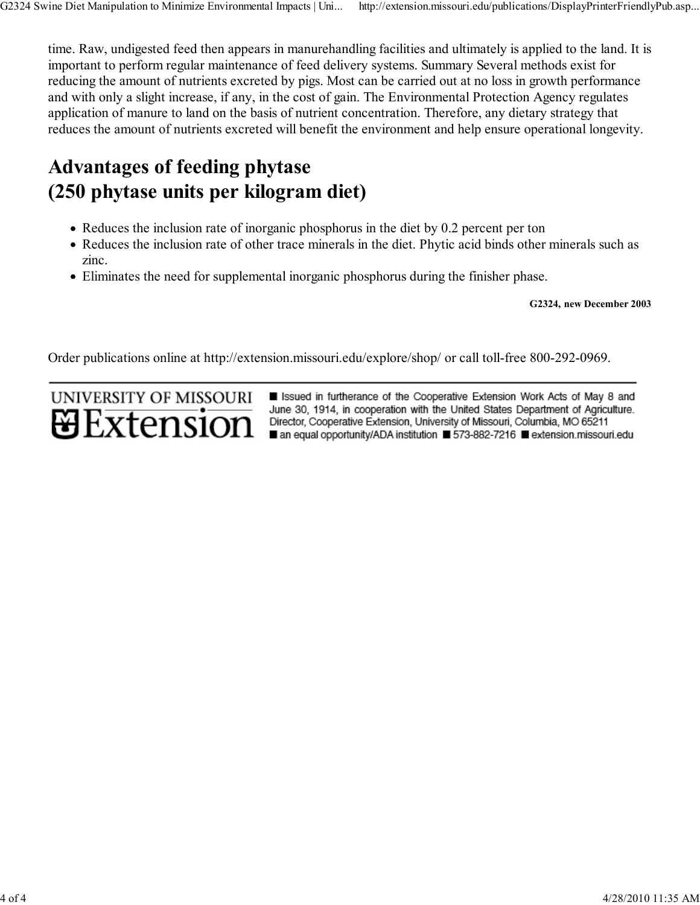time. Raw, undigested feed then appears in manurehandling facilities and ultimately is applied to the land. It is important to perform regular maintenance of feed delivery systems. Summary Several methods exist for reducing the amount of nutrients excreted by pigs. Most can be carried out at no loss in growth performance and with only a slight increase, if any, in the cost of gain. The Environmental Protection Agency regulates application of manure to land on the basis of nutrient concentration. Therefore, any dietary strategy that reduces the amount of nutrients excreted will benefit the environment and help ensure operational longevity.

# Advantages of feeding phytase (250 phytase units per kilogram diet)

- Reduces the inclusion rate of inorganic phosphorus in the diet by 0.2 percent per ton
- Reduces the inclusion rate of other trace minerals in the diet. Phytic acid binds other minerals such as zinc.
- Eliminates the need for supplemental inorganic phosphorus during the finisher phase.

**G2324, new December 2003**

Order publications online at http://extension.missouri.edu/explore/shop/ or call toll-free 800-292-0969.

UNIVERSITY OF MISSOURI Extension

■ Issued in furtherance of the Cooperative Extension Work Acts of May 8 and June 30, 1914, in cooperation with the United States Department of Agriculture. Director, Cooperative Extension, University of Missouri, Columbia, MO 65211 ■ an equal opportunity/ADA institution ■ 573-882-7216 ■ extension.missouri.edu